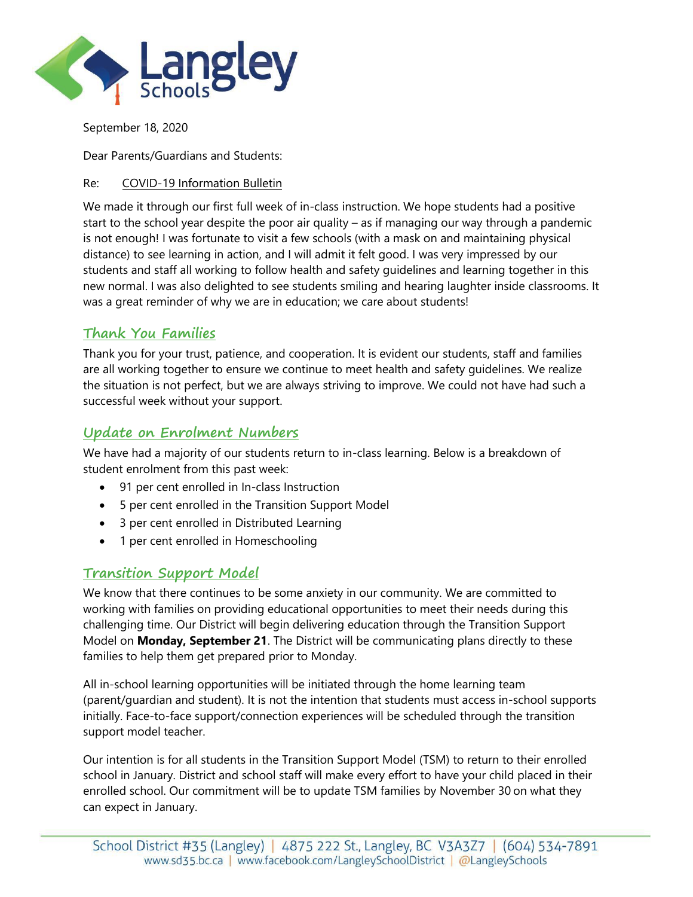September 18, 2020

Dear Parents/Guardians and Students:

Re: COVID-19 Information Bulletin

We made it through our first full week of in-class instruction. We hope students had a positive start to the school year despite the poor air quality – as if managing our way through a pandemic is not enough! I was fortunate to visit a few schools (with a mask on and maintaining physical distance) to see learning in action, and I will admit it felt good. I was very impressed by our students and staff all working to follow health and safety guidelines and learning together in this new normal. I was also delighted to see students smiling and hearing laughter inside classrooms. It was a great reminder of why we are in education; we care about students!

## Thank You Families

Thank you for your trust, patience, and cooperation. It is evident our students, staff and families are all working together to ensure we continue to meet health and safety guidelines. We realize the situation is not perfect, but we are always striving to improve. We could not have had such a successful week without your support.

## Update on Enrolment Numbers

We have had a majority of our students return to in-class learning. Below is a breakdown of student enrolment from this past week:

- 91 per cent enrolled in In-class Instruction
- 5 per cent enrolled in the Transition Support Model
- 3 per cent enrolled in Distributed Learning
- 1 per cent enrolled in Homeschooling

## Transition Support Model

We know that there continues to be some anxiety in our community. We are committed to working with families on providing educational opportunities to meet their needs during this challenging time. Our District will begin delivering education through the Transition Support Model on **Monday, September 21**. The District will be communicating plans directly to these families to help them get prepared prior to Monday.

All in-school learning opportunities will be initiated through the home learning team (parent/guardian and student). It is not the intention that students must access in-school supports initially. Face-to-face support/connection experiences will be scheduled through the transition support model teacher.

Our intention is for all students in the Transition Support Model (TSM) to return to their enrolled school in January. District and school staff will make every effort to have your child placed in their enrolled school. Our commitment will be to update TSM families by November 30 on what they can expect in January.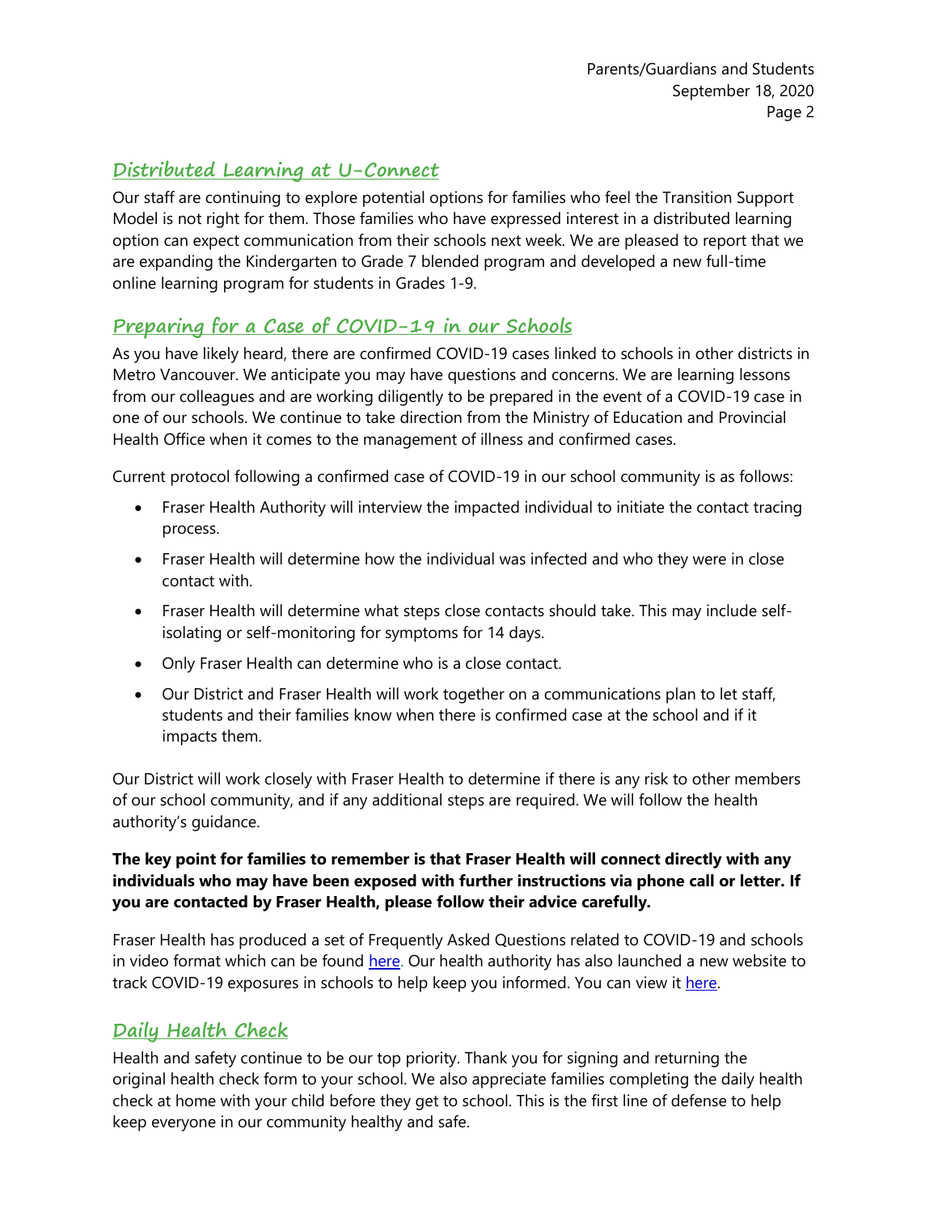## Distributed Learning at U-Connect

Our staff are continuing to explore potential options for families who feel the Transition Support Model is not right for them. Those families who have expressed interest in a distributed learning option can expect communication from their schools next week. We are pleased to report that we are expanding the Kindergarten to Grade 7 blended program and developed a new full-time online learning program for students in Grades 1-9.

## Preparing for a Case of COVID-19 in our Schools

As you have likely heard, there are confirmed COVID-19 cases linked to schools in other districts in Metro Vancouver. We anticipate you may have questions and concerns. We are learning lessons from our colleagues and are working diligently to be prepared in the event of a COVID-19 case in one of our schools. We continue to take direction from the Ministry of Education and Provincial Health Office when it comes to the management of illness and confirmed cases.

Current protocol following a confirmed case of COVID-19 in our school community is as follows:

- Fraser Health Authority will interview the impacted individual to initiate the contact tracing process.
- Fraser Health will determine how the individual was infected and who they were in close contact with.
- Fraser Health will determine what steps close contacts should take. This may include self-isolating or self-monitoring for symptoms for 14 days.
- Only Fraser Health can determine who is a close contact.
- Our District and Fraser Health will work together on a communications plan to let staff, students and their families know when there is confirmed case at the school and if it impacts them.

Our District will work closely with Fraser Health to determine if there is any risk to other members of our school community, and if any additional steps are required. We will follow the health authority's guidance.

**The key point for families to remember is that Fraser Health will connect directly with any individuals who may have been exposed with further instructions via phone call or letter. If you are contacted by Fraser Health, please follow their advice carefully.**

Fraser Health has produced a set of Frequently Asked Questions related to COVID-19 and schools in video format which can be found here. Our health authority has also launched a new website to track COVID-19 exposures in schools to help keep you informed. You can view it here.

## Daily Health Check

Health and safety continue to be our top priority. Thank you for signing and returning the original health check form to your school. We also appreciate families completing the daily health check at home with your child before they get to school. This is the first line of defense to help keep everyone in our community healthy and safe.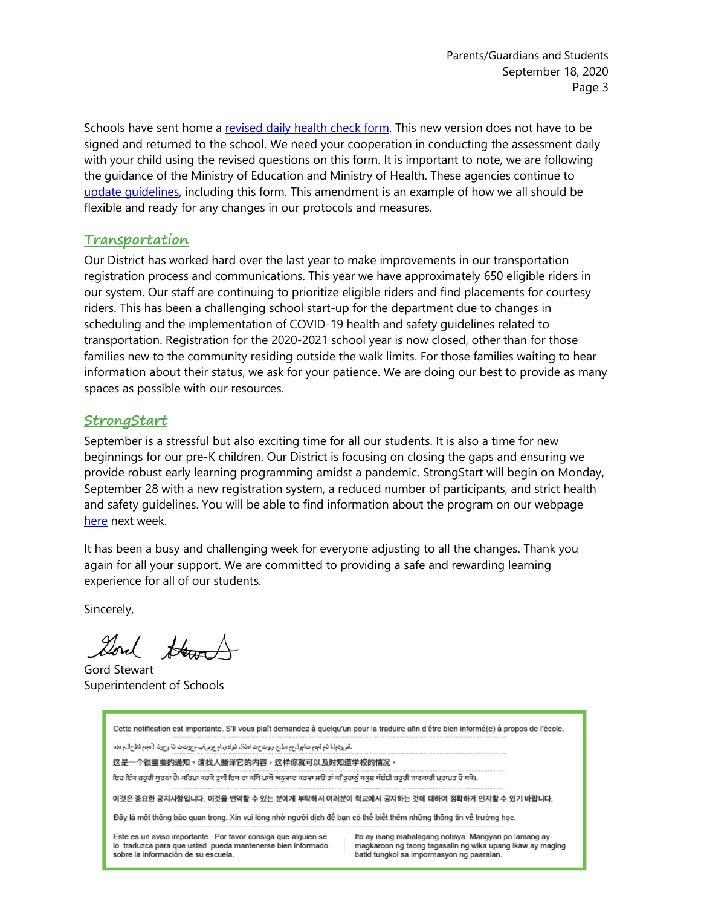Schools have sent home a [revised daily health check form](). This new version does not have to be signed and returned to the school. We need your cooperation in conducting the assessment daily with your child using the revised questions on this form. It is important to note, we are following the guidance of the Ministry of Education and Ministry of Health. These agencies continue to [update guidelines](), including this form. This amendment is an example of how we all should be flexible and ready for any changes in our protocols and measures.

## Transportation

Our District has worked hard over the last year to make improvements in our transportation registration process and communications. This year we have approximately 650 eligible riders in our system. Our staff are continuing to prioritize eligible riders and find placements for courtesy riders. This has been a challenging school start-up for the department due to changes in scheduling and the implementation of COVID-19 health and safety guidelines related to transportation. Registration for the 2020-2021 school year is now closed, other than for those families new to the community residing outside the walk limits. For those families waiting to hear information about their status, we ask for your patience. We are doing our best to provide as many spaces as possible with our resources.

## StrongStart

September is a stressful but also exciting time for all our students. It is also a time for new beginnings for our pre-K children. Our District is focusing on closing the gaps and ensuring we provide robust early learning programming amidst a pandemic. StrongStart will begin on Monday, September 28 with a new registration system, a reduced number of participants, and strict health and safety guidelines. You will be able to find information about the program on our webpage [here]() next week.

It has been a busy and challenging week for everyone adjusting to all the changes. Thank you again for all your support. We are committed to providing a safe and rewarding learning experience for all of our students.

Sincerely,

Gord Stewart
Superintendent of Schools

Cette notification est importante. S'il vous plaît demandez à quelqu'un pour la traduire afin d'être bien informé(e) à propos de l'école.

هذه الملاحظة مهمة! ورجاءً اطلب من أحد أن يترجمها إليك ذلك أنها تحتوي على معلومات مهمة من المدرسة.

这是一个很重要的通知。请找人翻译它的内容，这样你就可以及时知道学校的情况。

ਇਹ ਇੱਕ ਜ਼ਰੂਰੀ ਸੂਚਨਾ ਹੈ। ਕਿਰਪਾ ਕਰਕੇ ਤੁਸੀਂ ਇਸ ਦਾ ਕਿਸੇ ਪਾਸੋਂ ਅਨੁਵਾਦ ਕਰਵਾ ਲਓ ਤਾਂ ਕਿ ਤੁਹਾਨੂੰ ਸਕੂਲ ਸੰਬੰਧੀ ਜ਼ਰੂਰੀ ਜਾਣਕਾਰੀ ਪ੍ਰਾਪਤ ਹੋ ਸਕੇ।

이것은 중요한 공지사항입니다. 이것을 번역할 수 있는 분에게 부탁해서 여러분이 학교에서 공지하는 것에 대하여 정확하게 인지할 수 있기 바랍니다.

Đây là một thông báo quan trọng. Xin vui lòng nhờ người dịch để bạn có thể biết thêm những thông tin về trường học.

Este es un aviso importante. Por favor consiga que alguien se lo traduzca para que usted pueda mantenerse bien informado sobre la información de su escuela.

Ito ay isang mahalagang notisya. Mangyari po lamang ay magkaroon ng taong tagasalin ng wika upang ikaw ay maging batid tungkol sa impormasyon ng paaralan.